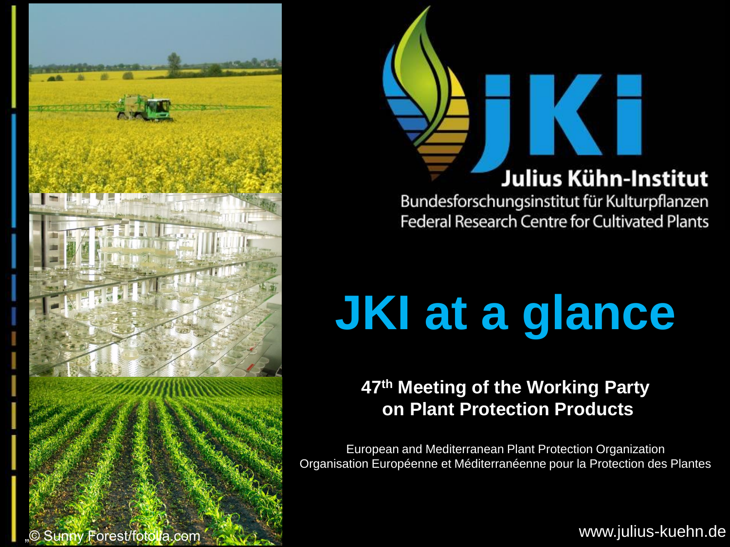Julius Kühn-Institut

Bundesforschungsinstitut für Kulturpflanzen
Federal Research Centre for Cultivated Plants

# JKI at a glance

**47th Meeting of the Working Party on Plant Protection Products**

European and Mediterranean Plant Protection Organization
Organisation Européenne et Méditerranéenne pour la Protection des Plantes

„© Sunny Forest/fotolia.com

www.julius-kuehn.de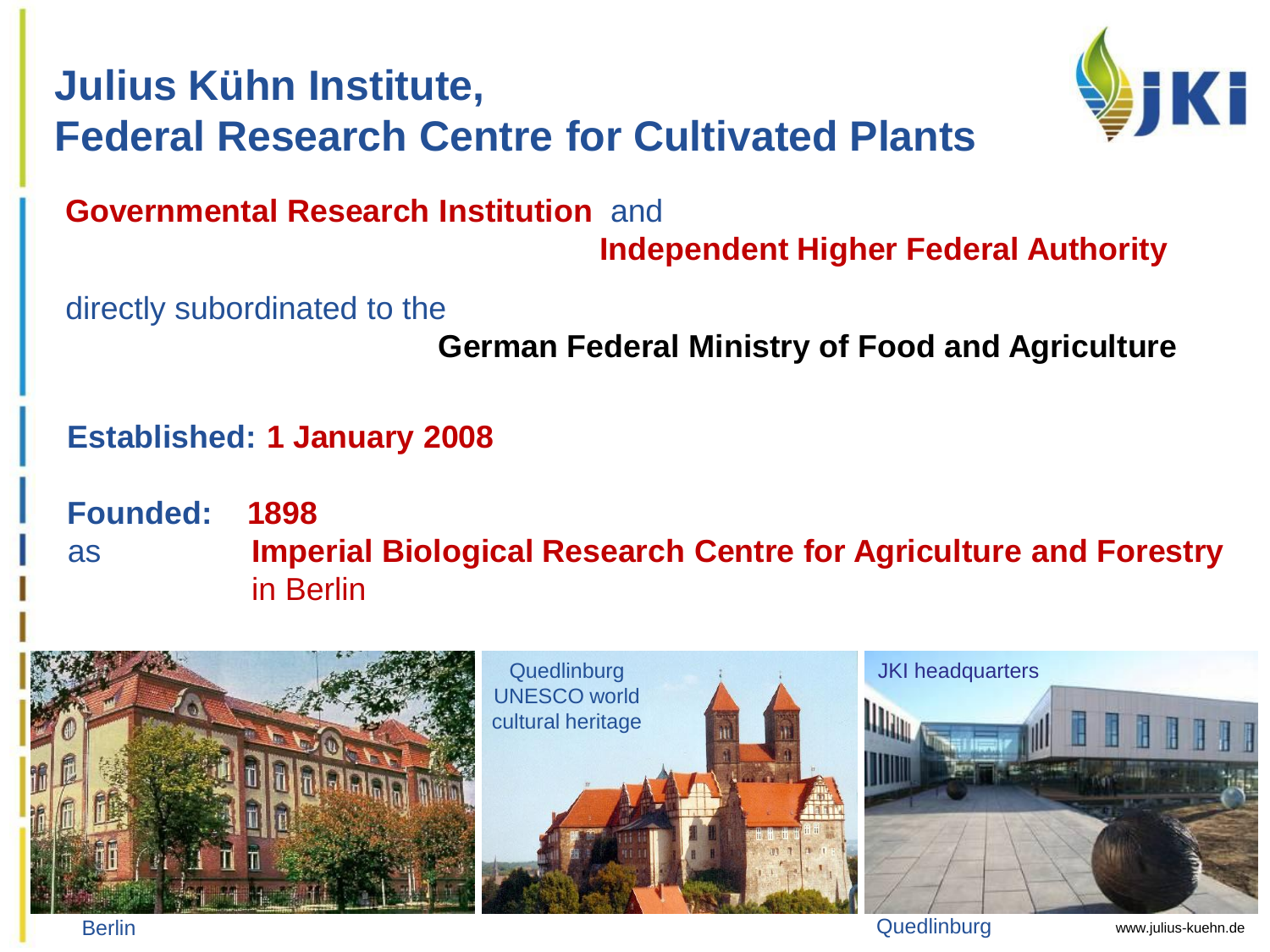# Julius Kühn Institute, Federal Research Centre for Cultivated Plants

**Governmental Research Institution** and **Independent Higher Federal Authority**

directly subordinated to the **German Federal Ministry of Food and Agriculture**

**Established: 1 January 2008**

**Founded: 1898**
as **Imperial Biological Research Centre for Agriculture and Forestry** in Berlin

Berlin

Quedlinburg UNESCO world cultural heritage

JKI headquarters

Quedlinburg

www.julius-kuehn.de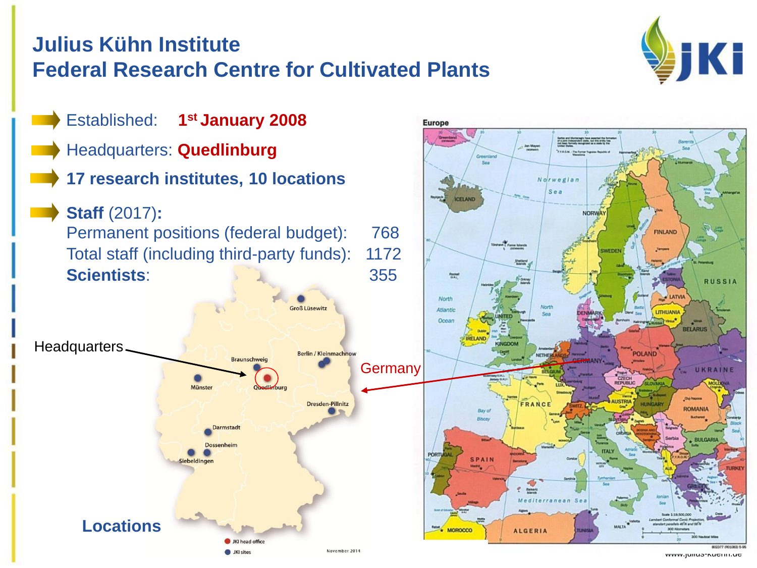# Julius Kühn Institute
# Federal Research Centre for Cultivated Plants

- Established: **1st January 2008**
- Headquarters: **Quedlinburg**
- **17 research institutes, 10 locations**
- **Staff** (2017)**:**

| | |
|---|---|
| Permanent positions (federal budget): | 768 |
| Total staff (including third-party funds): | 1172 |
| **Scientists**: | 355 |

Headquarters

Groß Lüsewitz, Braunschweig, Berlin / Kleinmachnow, Münster, Quedlinburg, Dresden-Pillnitz, Darmstadt, Dossenheim, Siebeldingen

Germany

**Locations**

JKI head office

JKI sites

November 2014

www.julius-kuehn.de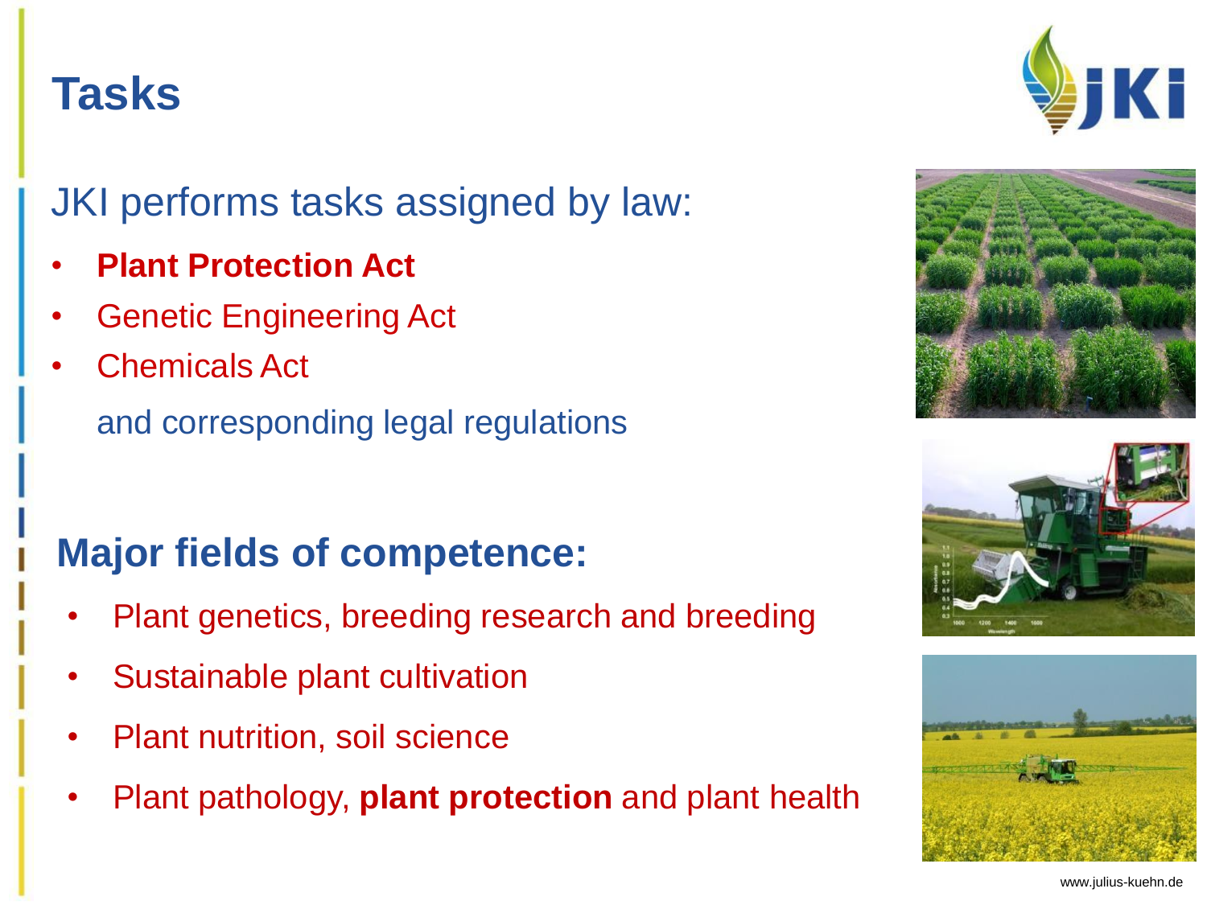# Tasks

JKI performs tasks assigned by law:

- **Plant Protection Act**
- Genetic Engineering Act
- Chemicals Act

and corresponding legal regulations

## Major fields of competence:

- Plant genetics, breeding research and breeding
- Sustainable plant cultivation
- Plant nutrition, soil science
- Plant pathology, **plant protection** and plant health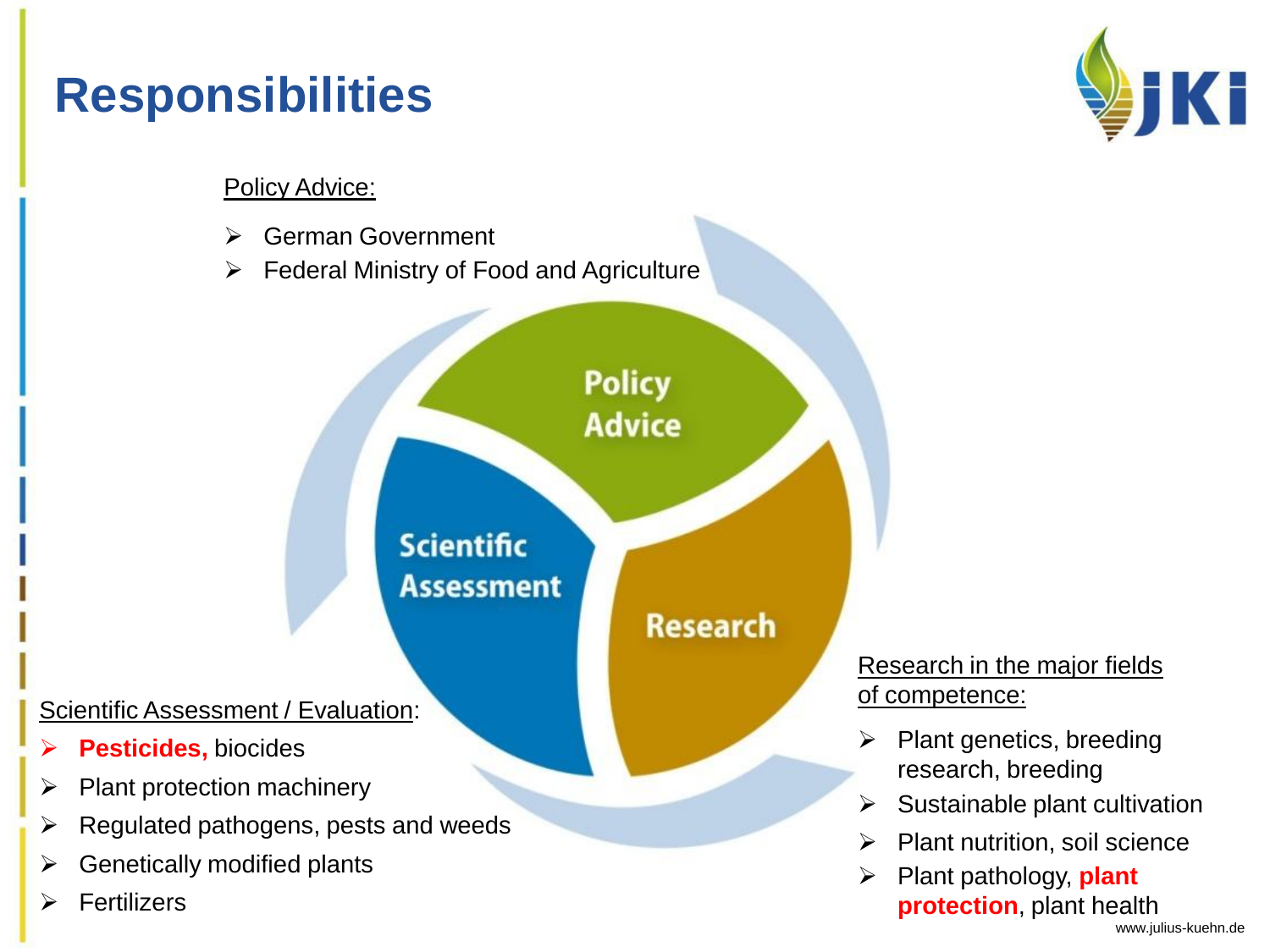# Responsibilities

Policy Advice:

- German Government
- Federal Ministry of Food and Agriculture

Policy Advice

Scientific Assessment

Research

Scientific Assessment / Evaluation:

- **Pesticides,** biocides
- Plant protection machinery
- Regulated pathogens, pests and weeds
- Genetically modified plants
- Fertilizers

Research in the major fields of competence:

- Plant genetics, breeding research, breeding
- Sustainable plant cultivation
- Plant nutrition, soil science
- Plant pathology, **plant protection**, plant health

www.julius-kuehn.de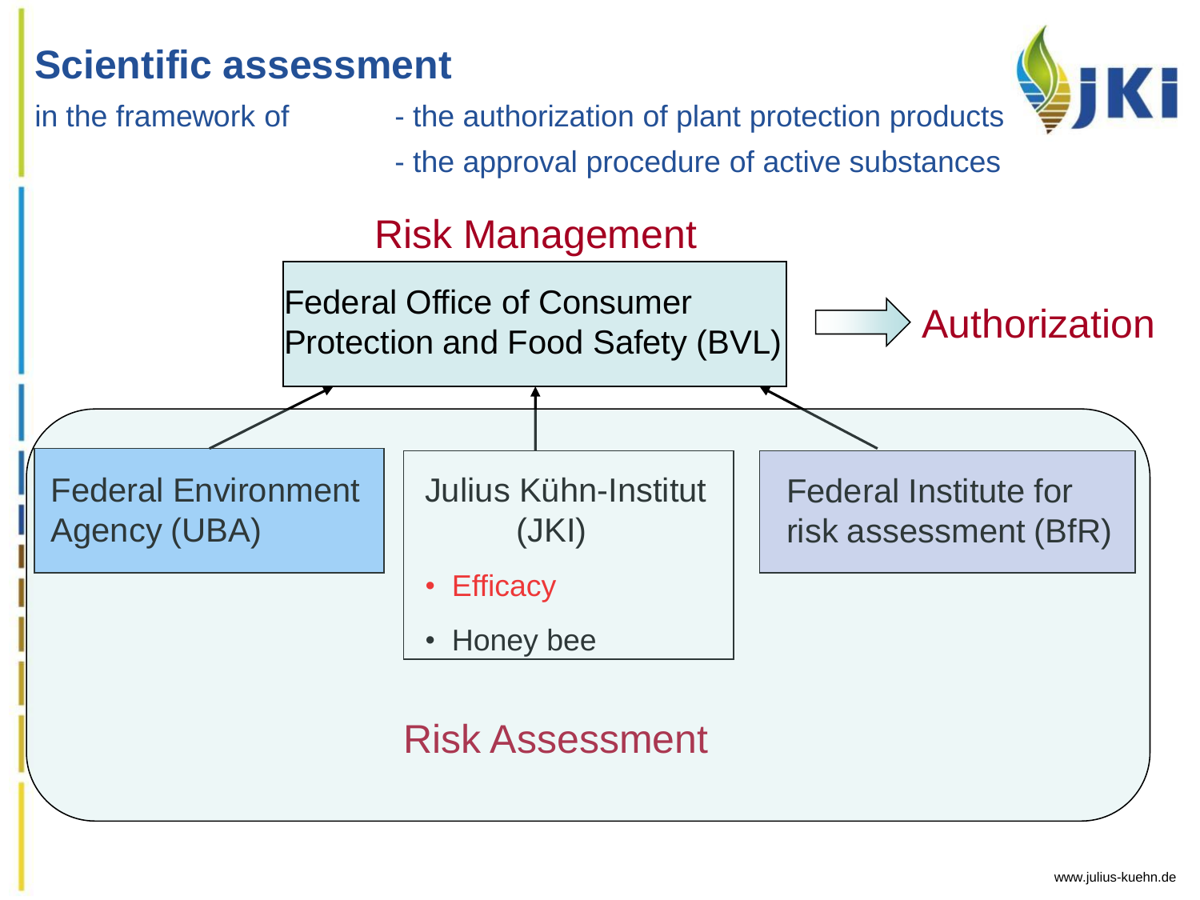# Scientific assessment

in the framework of
- the authorization of plant protection products
- the approval procedure of active substances

## Risk Management

Federal Office of Consumer Protection and Food Safety (BVL)

→ Authorization

## Risk Assessment

Federal Environment Agency (UBA)

Julius Kühn-Institut (JKI)

- Efficacy
- Honey bee

Federal Institute for risk assessment (BfR)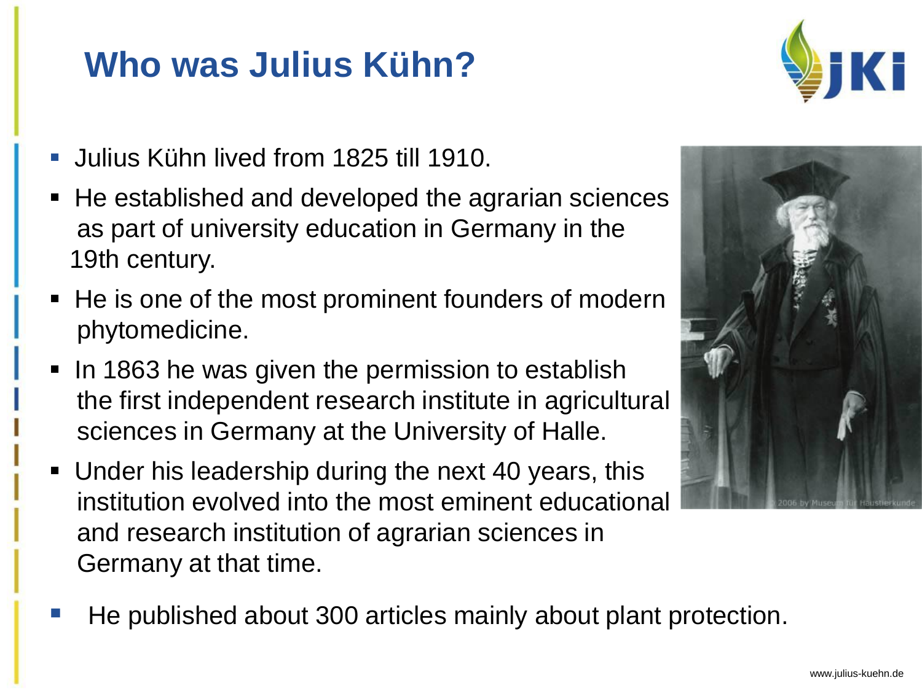# Who was Julius Kühn?

- Julius Kühn lived from 1825 till 1910.
- He established and developed the agrarian sciences as part of university education in Germany in the 19th century.
- He is one of the most prominent founders of modern phytomedicine.
- In 1863 he was given the permission to establish the first independent research institute in agricultural sciences in Germany at the University of Halle.
- Under his leadership during the next 40 years, this institution evolved into the most eminent educational and research institution of agrarian sciences in Germany at that time.
- He published about 300 articles mainly about plant protection.